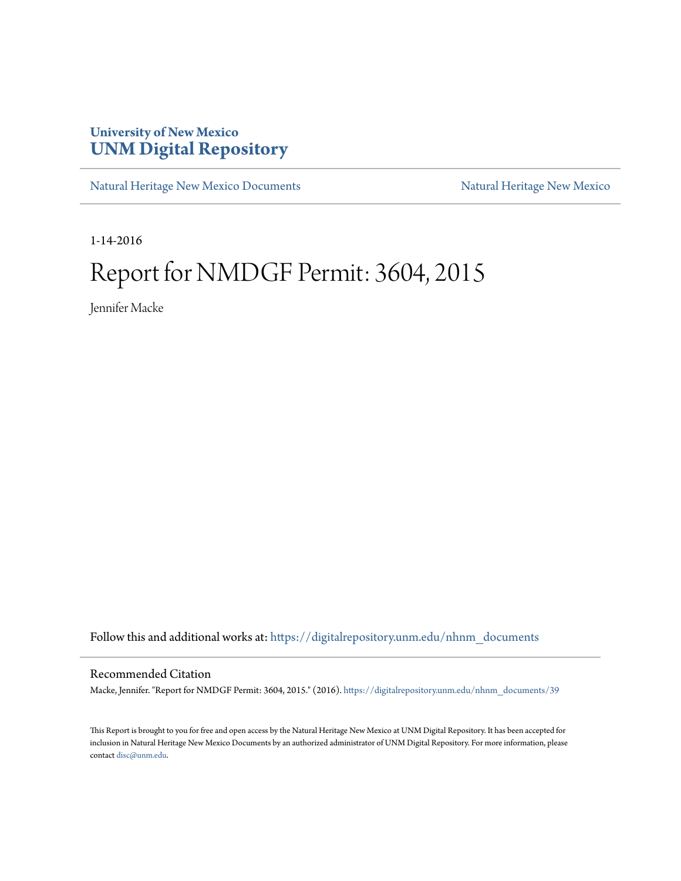University of New Mexico
**UNM Digital Repository**

Natural Heritage New Mexico Documents | Natural Heritage New Mexico

1-14-2016

# Report for NMDGF Permit: 3604, 2015

Jennifer Macke

Follow this and additional works at: https://digitalrepository.unm.edu/nhnm_documents

## Recommended Citation

Macke, Jennifer. "Report for NMDGF Permit: 3604, 2015." (2016). https://digitalrepository.unm.edu/nhnm_documents/39

This Report is brought to you for free and open access by the Natural Heritage New Mexico at UNM Digital Repository. It has been accepted for inclusion in Natural Heritage New Mexico Documents by an authorized administrator of UNM Digital Repository. For more information, please contact disc@unm.edu.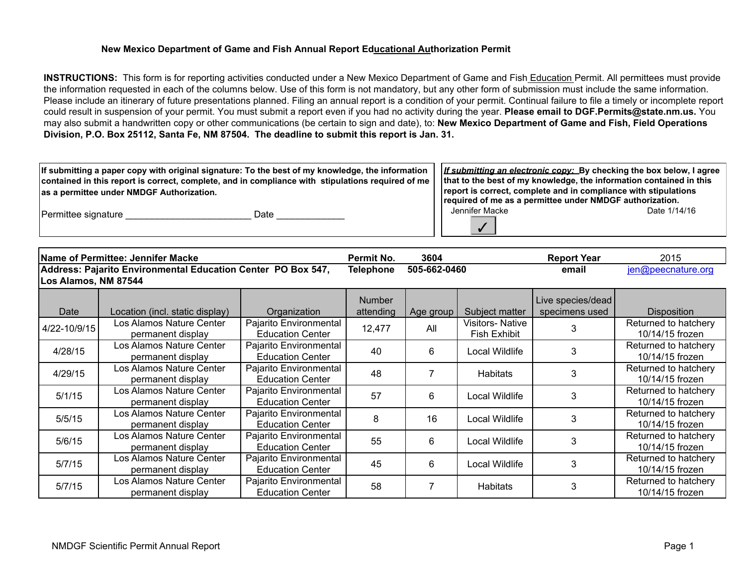# New Mexico Department of Game and Fish Annual Report Educational Authorization Permit

**INSTRUCTIONS:** This form is for reporting activities conducted under a New Mexico Department of Game and Fish Education Permit. All permittees must provide the information requested in each of the columns below. Use of this form is not mandatory, but any other form of submission must include the same information. Please include an itinerary of future presentations planned. Filing an annual report is a condition of your permit. Continual failure to file a timely or incomplete report could result in suspension of your permit. You must submit a report even if you had no activity during the year. **Please email to DGF.Permits@state.nm.us.** You may also submit a handwritten copy or other communications (be certain to sign and date), to: **New Mexico Department of Game and Fish, Field Operations Division, P.O. Box 25112, Santa Fe, NM 87504. The deadline to submit this report is Jan. 31.**

| **If submitting a paper copy with original signature: To the best of my knowledge, the information contained in this report is correct, complete, and in compliance with stipulations required of me as a permittee under NMDGF Authorization.** | ***If submitting an electronic copy:*** **By checking the box below, I agree that to the best of my knowledge, the information contained in this report is correct, complete and in compliance with stipulations required of me as a permittee under NMDGF authorization.** |
|---|---|
| Permittee signature ________________________ Date _____________ | Jennifer Macke Date 1/14/16 ✓ |

| **Name of Permittee: Jennifer Macke** | | | **Permit No.** | **3604** | | **Report Year** | 2015 |
|---|---|---|---|---|---|---|---|
| **Address: Pajarito Environmental Education Center PO Box 547, Los Alamos, NM 87544** | | | **Telephone** | **505-662-0460** | | **email** | jen@peecnature.org |
| Date | Location (incl. static display) | Organization | Number attending | Age group | Subject matter | Live species/dead specimens used | Disposition |
| 4/22-10/9/15 | Los Alamos Nature Center permanent display | Pajarito Environmental Education Center | 12,477 | All | Visitors- Native Fish Exhibit | 3 | Returned to hatchery 10/14/15 frozen |
| 4/28/15 | Los Alamos Nature Center permanent display | Pajarito Environmental Education Center | 40 | 6 | Local Wildlife | 3 | Returned to hatchery 10/14/15 frozen |
| 4/29/15 | Los Alamos Nature Center permanent display | Pajarito Environmental Education Center | 48 | 7 | Habitats | 3 | Returned to hatchery 10/14/15 frozen |
| 5/1/15 | Los Alamos Nature Center permanent display | Pajarito Environmental Education Center | 57 | 6 | Local Wildlife | 3 | Returned to hatchery 10/14/15 frozen |
| 5/5/15 | Los Alamos Nature Center permanent display | Pajarito Environmental Education Center | 8 | 16 | Local Wildlife | 3 | Returned to hatchery 10/14/15 frozen |
| 5/6/15 | Los Alamos Nature Center permanent display | Pajarito Environmental Education Center | 55 | 6 | Local Wildlife | 3 | Returned to hatchery 10/14/15 frozen |
| 5/7/15 | Los Alamos Nature Center permanent display | Pajarito Environmental Education Center | 45 | 6 | Local Wildlife | 3 | Returned to hatchery 10/14/15 frozen |
| 5/7/15 | Los Alamos Nature Center permanent display | Pajarito Environmental Education Center | 58 | 7 | Habitats | 3 | Returned to hatchery 10/14/15 frozen |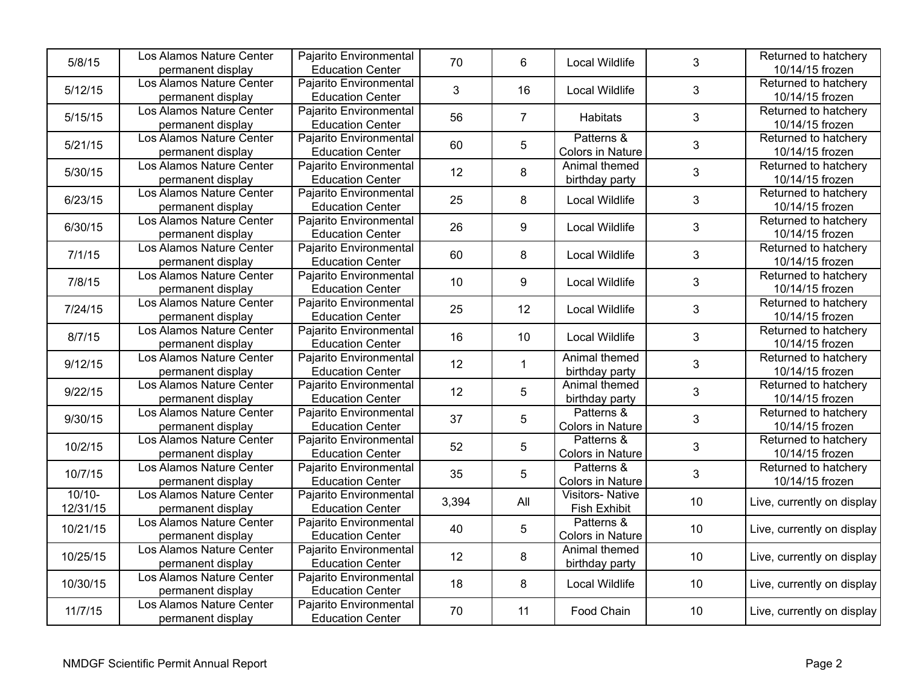| 5/8/15 | Los Alamos Nature Center permanent display | Pajarito Environmental Education Center | 70 | 6 | Local Wildlife | 3 | Returned to hatchery 10/14/15 frozen |
|---|---|---|---|---|---|---|---|
| 5/12/15 | Los Alamos Nature Center permanent display | Pajarito Environmental Education Center | 3 | 16 | Local Wildlife | 3 | Returned to hatchery 10/14/15 frozen |
| 5/15/15 | Los Alamos Nature Center permanent display | Pajarito Environmental Education Center | 56 | 7 | Habitats | 3 | Returned to hatchery 10/14/15 frozen |
| 5/21/15 | Los Alamos Nature Center permanent display | Pajarito Environmental Education Center | 60 | 5 | Patterns & Colors in Nature | 3 | Returned to hatchery 10/14/15 frozen |
| 5/30/15 | Los Alamos Nature Center permanent display | Pajarito Environmental Education Center | 12 | 8 | Animal themed birthday party | 3 | Returned to hatchery 10/14/15 frozen |
| 6/23/15 | Los Alamos Nature Center permanent display | Pajarito Environmental Education Center | 25 | 8 | Local Wildlife | 3 | Returned to hatchery 10/14/15 frozen |
| 6/30/15 | Los Alamos Nature Center permanent display | Pajarito Environmental Education Center | 26 | 9 | Local Wildlife | 3 | Returned to hatchery 10/14/15 frozen |
| 7/1/15 | Los Alamos Nature Center permanent display | Pajarito Environmental Education Center | 60 | 8 | Local Wildlife | 3 | Returned to hatchery 10/14/15 frozen |
| 7/8/15 | Los Alamos Nature Center permanent display | Pajarito Environmental Education Center | 10 | 9 | Local Wildlife | 3 | Returned to hatchery 10/14/15 frozen |
| 7/24/15 | Los Alamos Nature Center permanent display | Pajarito Environmental Education Center | 25 | 12 | Local Wildlife | 3 | Returned to hatchery 10/14/15 frozen |
| 8/7/15 | Los Alamos Nature Center permanent display | Pajarito Environmental Education Center | 16 | 10 | Local Wildlife | 3 | Returned to hatchery 10/14/15 frozen |
| 9/12/15 | Los Alamos Nature Center permanent display | Pajarito Environmental Education Center | 12 | 1 | Animal themed birthday party | 3 | Returned to hatchery 10/14/15 frozen |
| 9/22/15 | Los Alamos Nature Center permanent display | Pajarito Environmental Education Center | 12 | 5 | Animal themed birthday party | 3 | Returned to hatchery 10/14/15 frozen |
| 9/30/15 | Los Alamos Nature Center permanent display | Pajarito Environmental Education Center | 37 | 5 | Patterns & Colors in Nature | 3 | Returned to hatchery 10/14/15 frozen |
| 10/2/15 | Los Alamos Nature Center permanent display | Pajarito Environmental Education Center | 52 | 5 | Patterns & Colors in Nature | 3 | Returned to hatchery 10/14/15 frozen |
| 10/7/15 | Los Alamos Nature Center permanent display | Pajarito Environmental Education Center | 35 | 5 | Patterns & Colors in Nature | 3 | Returned to hatchery 10/14/15 frozen |
| 10/10-12/31/15 | Los Alamos Nature Center permanent display | Pajarito Environmental Education Center | 3,394 | All | Visitors- Native Fish Exhibit | 10 | Live, currently on display |
| 10/21/15 | Los Alamos Nature Center permanent display | Pajarito Environmental Education Center | 40 | 5 | Patterns & Colors in Nature | 10 | Live, currently on display |
| 10/25/15 | Los Alamos Nature Center permanent display | Pajarito Environmental Education Center | 12 | 8 | Animal themed birthday party | 10 | Live, currently on display |
| 10/30/15 | Los Alamos Nature Center permanent display | Pajarito Environmental Education Center | 18 | 8 | Local Wildlife | 10 | Live, currently on display |
| 11/7/15 | Los Alamos Nature Center permanent display | Pajarito Environmental Education Center | 70 | 11 | Food Chain | 10 | Live, currently on display |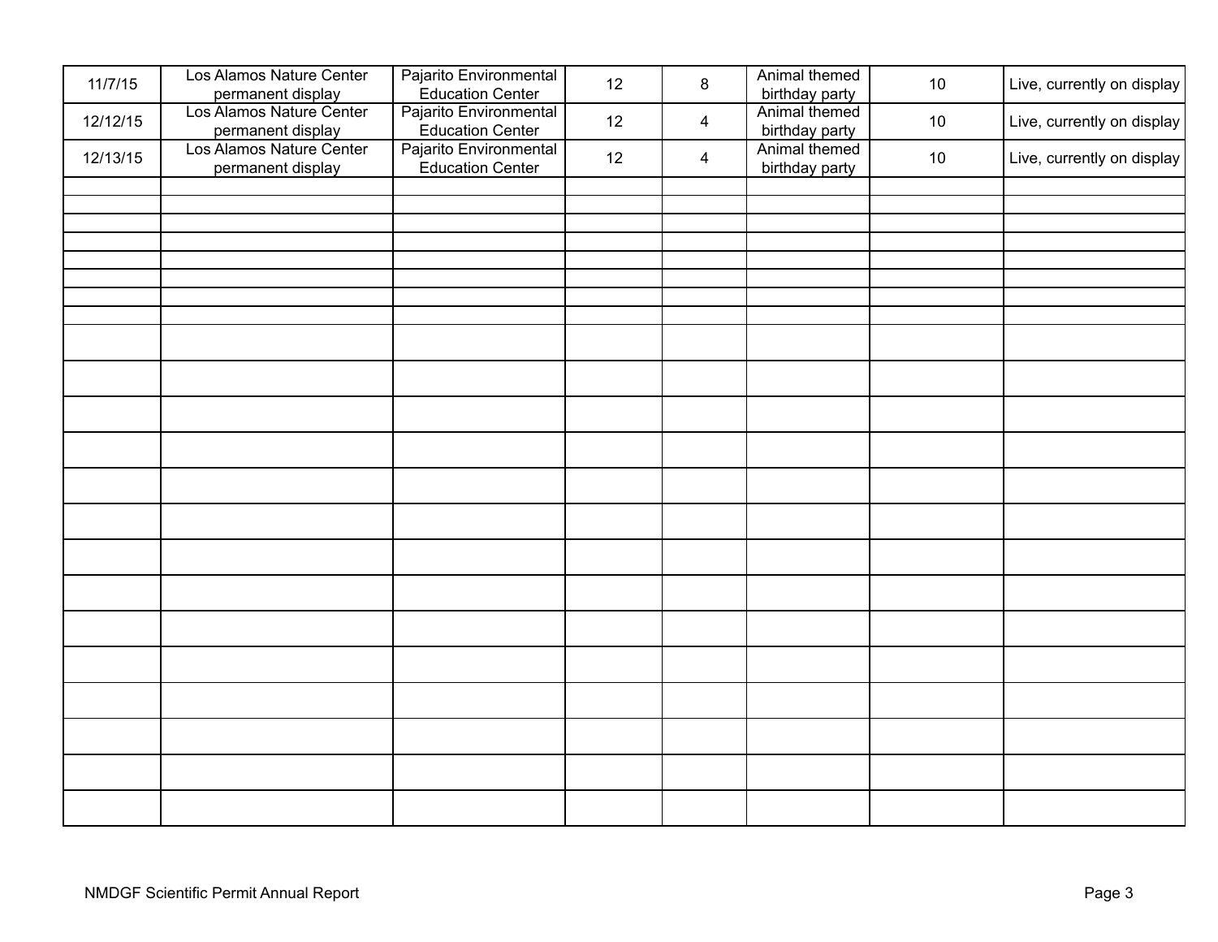| | | | | | | | |
|---|---|---|---|---|---|---|---|
| 11/7/15 | Los Alamos Nature Center permanent display | Pajarito Environmental Education Center | 12 | 8 | Animal themed birthday party | 10 | Live, currently on display |
| 12/12/15 | Los Alamos Nature Center permanent display | Pajarito Environmental Education Center | 12 | 4 | Animal themed birthday party | 10 | Live, currently on display |
| 12/13/15 | Los Alamos Nature Center permanent display | Pajarito Environmental Education Center | 12 | 4 | Animal themed birthday party | 10 | Live, currently on display |
| | | | | | | | |
| | | | | | | | |
| | | | | | | | |
| | | | | | | | |
| | | | | | | | |
| | | | | | | | |
| | | | | | | | |
| | | | | | | | |
| | | | | | | | |
| | | | | | | | |
| | | | | | | | |
| | | | | | | | |
| | | | | | | | |
| | | | | | | | |
| | | | | | | | |
| | | | | | | | |
| | | | | | | | |
| | | | | | | | |
| | | | | | | | |
| | | | | | | | |
| | | | | | | | |
| | | | | | | | |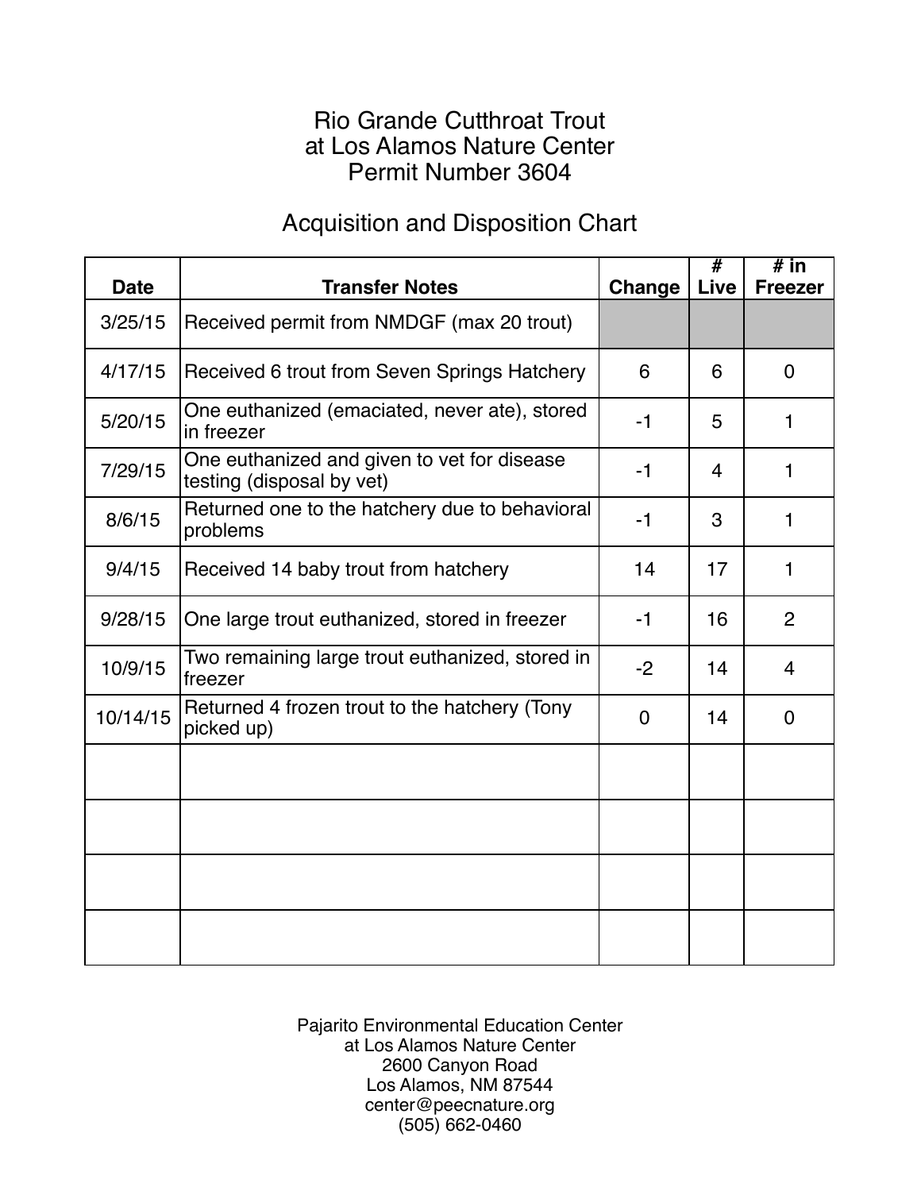# Rio Grande Cutthroat Trout
# at Los Alamos Nature Center
# Permit Number 3604

## Acquisition and Disposition Chart

| Date | Transfer Notes | Change | # Live | # in Freezer |
|---|---|---|---|---|
| 3/25/15 | Received permit from NMDGF (max 20 trout) | | | |
| 4/17/15 | Received 6 trout from Seven Springs Hatchery | 6 | 6 | 0 |
| 5/20/15 | One euthanized (emaciated, never ate), stored in freezer | -1 | 5 | 1 |
| 7/29/15 | One euthanized and given to vet for disease testing (disposal by vet) | -1 | 4 | 1 |
| 8/6/15 | Returned one to the hatchery due to behavioral problems | -1 | 3 | 1 |
| 9/4/15 | Received 14 baby trout from hatchery | 14 | 17 | 1 |
| 9/28/15 | One large trout euthanized, stored in freezer | -1 | 16 | 2 |
| 10/9/15 | Two remaining large trout euthanized, stored in freezer | -2 | 14 | 4 |
| 10/14/15 | Returned 4 frozen trout to the hatchery (Tony picked up) | 0 | 14 | 0 |
| | | | | |
| | | | | |
| | | | | |
| | | | | |

Pajarito Environmental Education Center
at Los Alamos Nature Center
2600 Canyon Road
Los Alamos, NM 87544
center@peecnature.org
(505) 662-0460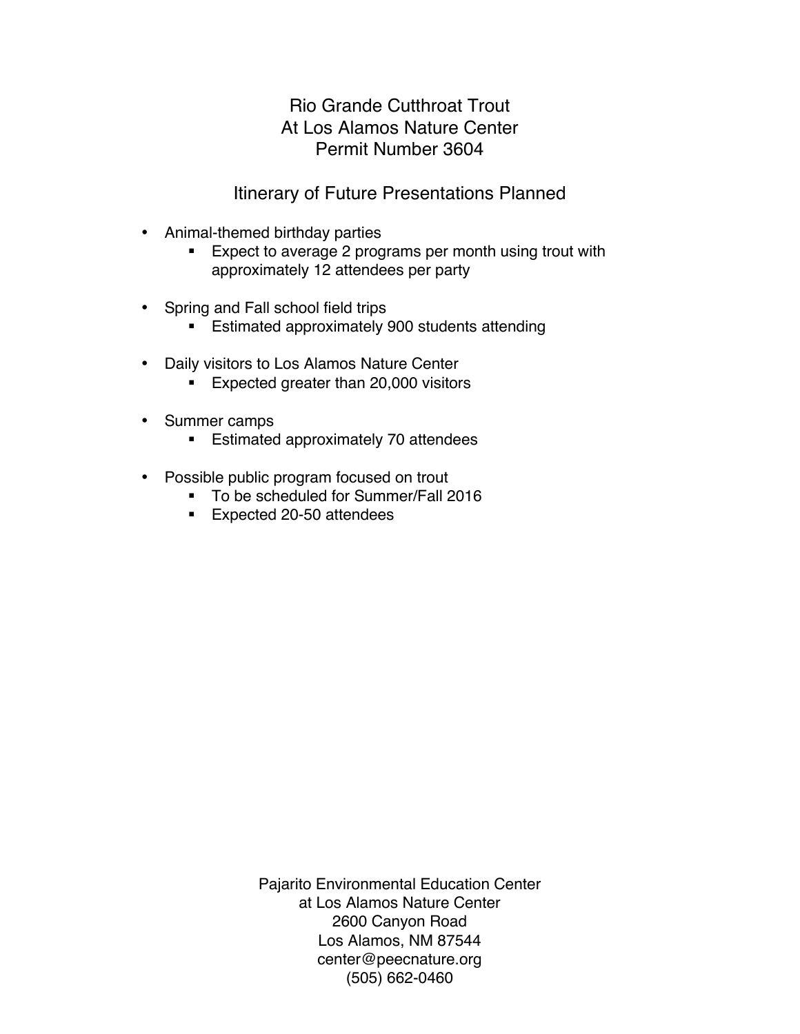# Rio Grande Cutthroat Trout
# At Los Alamos Nature Center
# Permit Number 3604

## Itinerary of Future Presentations Planned

- Animal-themed birthday parties
  - Expect to average 2 programs per month using trout with approximately 12 attendees per party
- Spring and Fall school field trips
  - Estimated approximately 900 students attending
- Daily visitors to Los Alamos Nature Center
  - Expected greater than 20,000 visitors
- Summer camps
  - Estimated approximately 70 attendees
- Possible public program focused on trout
  - To be scheduled for Summer/Fall 2016
  - Expected 20-50 attendees

Pajarito Environmental Education Center
at Los Alamos Nature Center
2600 Canyon Road
Los Alamos, NM 87544
center@peecnature.org
(505) 662-0460